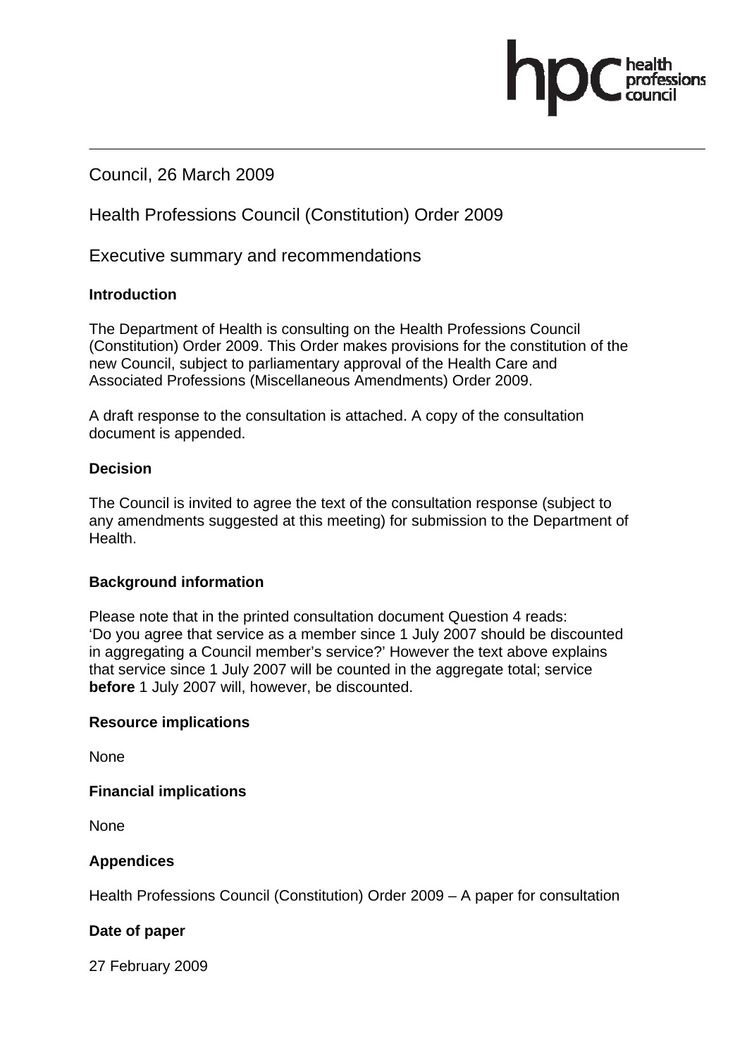Council, 26 March 2009

Health Professions Council (Constitution) Order 2009

Executive summary and recommendations

**Introduction**

The Department of Health is consulting on the Health Professions Council (Constitution) Order 2009. This Order makes provisions for the constitution of the new Council, subject to parliamentary approval of the Health Care and Associated Professions (Miscellaneous Amendments) Order 2009.

A draft response to the consultation is attached. A copy of the consultation document is appended.

**Decision**

The Council is invited to agree the text of the consultation response (subject to any amendments suggested at this meeting) for submission to the Department of Health.

**Background information**

Please note that in the printed consultation document Question 4 reads: 'Do you agree that service as a member since 1 July 2007 should be discounted in aggregating a Council member's service?' However the text above explains that service since 1 July 2007 will be counted in the aggregate total; service **before** 1 July 2007 will, however, be discounted.

**Resource implications**

None

**Financial implications**

None

**Appendices**

Health Professions Council (Constitution) Order 2009 – A paper for consultation

**Date of paper**

27 February 2009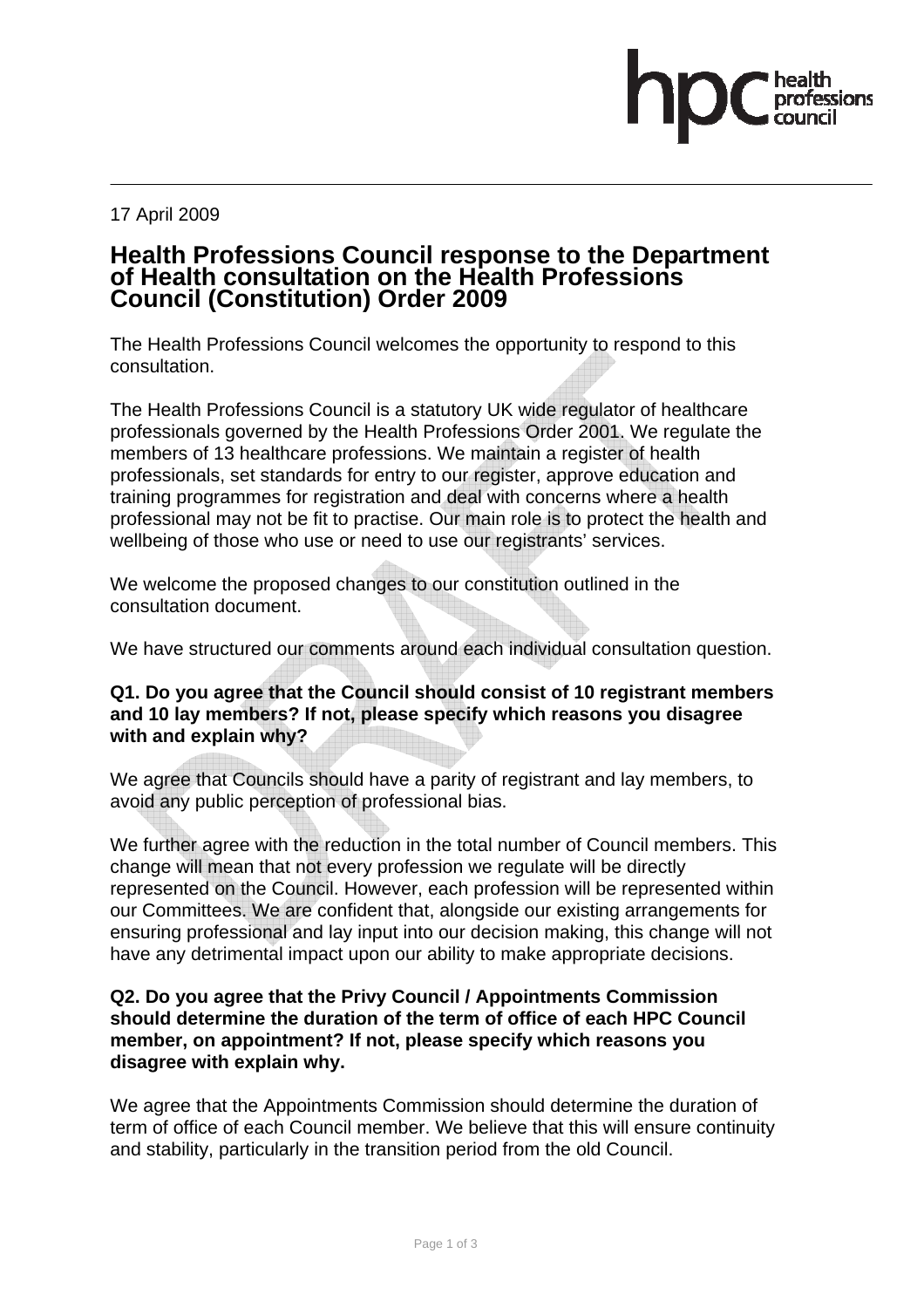17 April 2009

# Health Professions Council response to the Department of Health consultation on the Health Professions Council (Constitution) Order 2009

The Health Professions Council welcomes the opportunity to respond to this consultation.

The Health Professions Council is a statutory UK wide regulator of healthcare professionals governed by the Health Professions Order 2001. We regulate the members of 13 healthcare professions. We maintain a register of health professionals, set standards for entry to our register, approve education and training programmes for registration and deal with concerns where a health professional may not be fit to practise. Our main role is to protect the health and wellbeing of those who use or need to use our registrants' services.

We welcome the proposed changes to our constitution outlined in the consultation document.

We have structured our comments around each individual consultation question.

**Q1. Do you agree that the Council should consist of 10 registrant members and 10 lay members? If not, please specify which reasons you disagree with and explain why?**

We agree that Councils should have a parity of registrant and lay members, to avoid any public perception of professional bias.

We further agree with the reduction in the total number of Council members. This change will mean that not every profession we regulate will be directly represented on the Council. However, each profession will be represented within our Committees. We are confident that, alongside our existing arrangements for ensuring professional and lay input into our decision making, this change will not have any detrimental impact upon our ability to make appropriate decisions.

**Q2. Do you agree that the Privy Council / Appointments Commission should determine the duration of the term of office of each HPC Council member, on appointment? If not, please specify which reasons you disagree with explain why.**

We agree that the Appointments Commission should determine the duration of term of office of each Council member. We believe that this will ensure continuity and stability, particularly in the transition period from the old Council.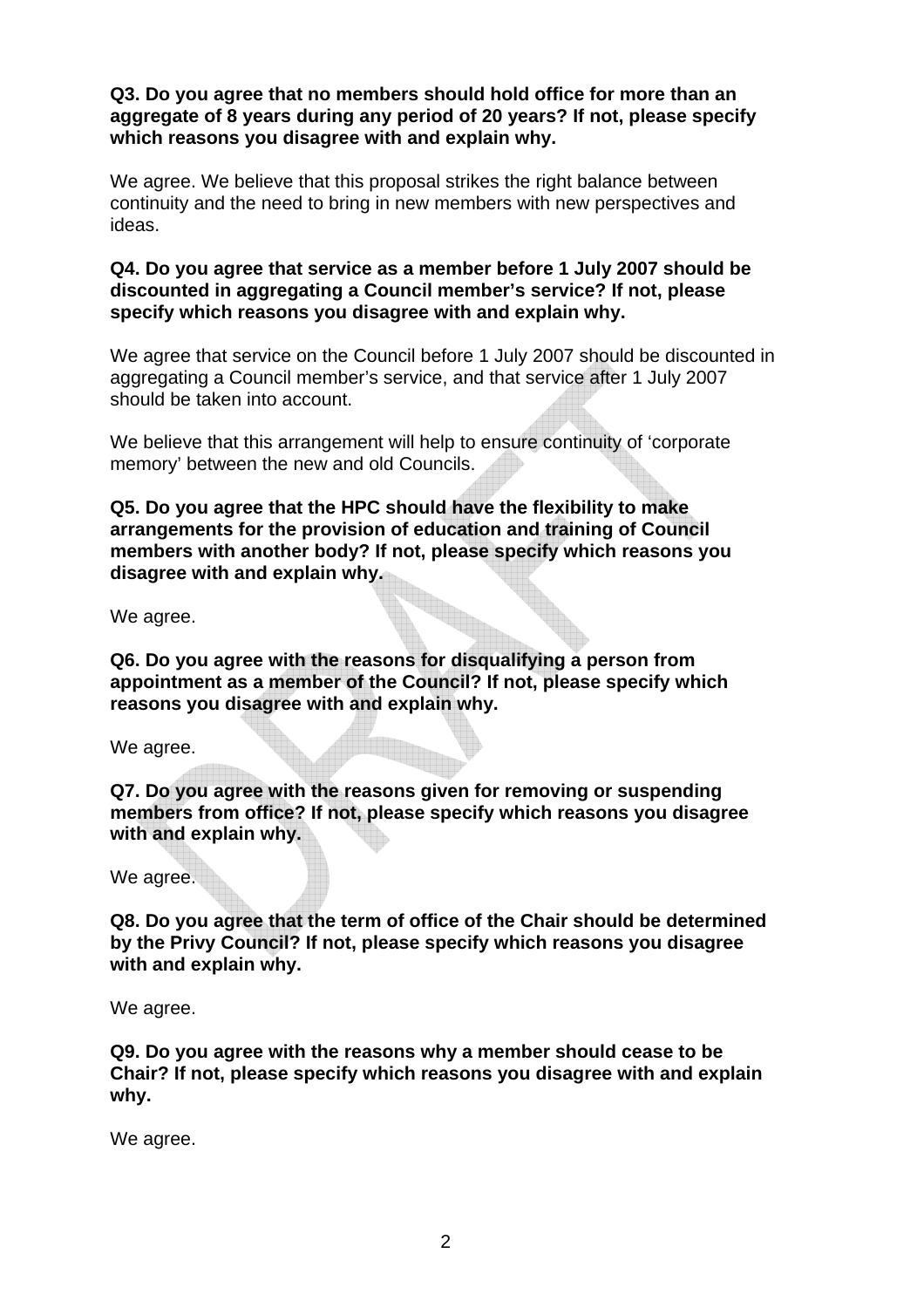**Q3. Do you agree that no members should hold office for more than an aggregate of 8 years during any period of 20 years? If not, please specify which reasons you disagree with and explain why.**

We agree. We believe that this proposal strikes the right balance between continuity and the need to bring in new members with new perspectives and ideas.

**Q4. Do you agree that service as a member before 1 July 2007 should be discounted in aggregating a Council member's service? If not, please specify which reasons you disagree with and explain why.**

We agree that service on the Council before 1 July 2007 should be discounted in aggregating a Council member's service, and that service after 1 July 2007 should be taken into account.

We believe that this arrangement will help to ensure continuity of 'corporate memory' between the new and old Councils.

**Q5. Do you agree that the HPC should have the flexibility to make arrangements for the provision of education and training of Council members with another body? If not, please specify which reasons you disagree with and explain why.**

We agree.

**Q6. Do you agree with the reasons for disqualifying a person from appointment as a member of the Council? If not, please specify which reasons you disagree with and explain why.**

We agree.

**Q7. Do you agree with the reasons given for removing or suspending members from office? If not, please specify which reasons you disagree with and explain why.**

We agree.

**Q8. Do you agree that the term of office of the Chair should be determined by the Privy Council? If not, please specify which reasons you disagree with and explain why.**

We agree.

**Q9. Do you agree with the reasons why a member should cease to be Chair? If not, please specify which reasons you disagree with and explain why.**

We agree.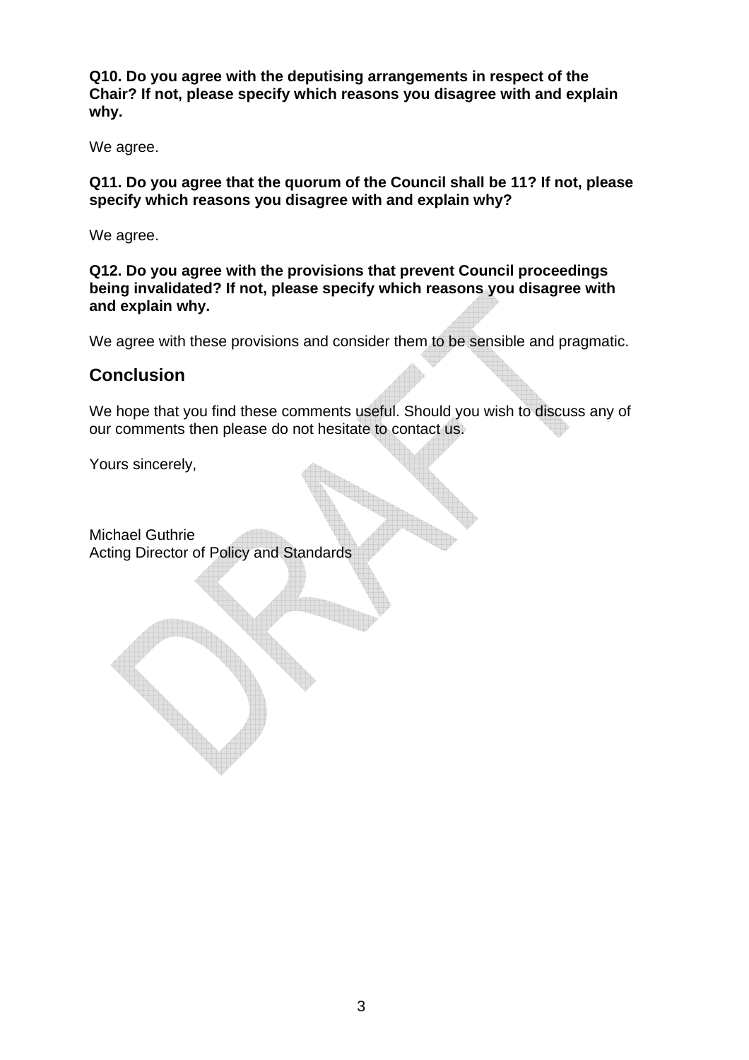**Q10. Do you agree with the deputising arrangements in respect of the Chair? If not, please specify which reasons you disagree with and explain why.**

We agree.

**Q11. Do you agree that the quorum of the Council shall be 11? If not, please specify which reasons you disagree with and explain why?**

We agree.

**Q12. Do you agree with the provisions that prevent Council proceedings being invalidated? If not, please specify which reasons you disagree with and explain why.**

We agree with these provisions and consider them to be sensible and pragmatic.

## Conclusion

We hope that you find these comments useful. Should you wish to discuss any of our comments then please do not hesitate to contact us.

Yours sincerely,

Michael Guthrie
Acting Director of Policy and Standards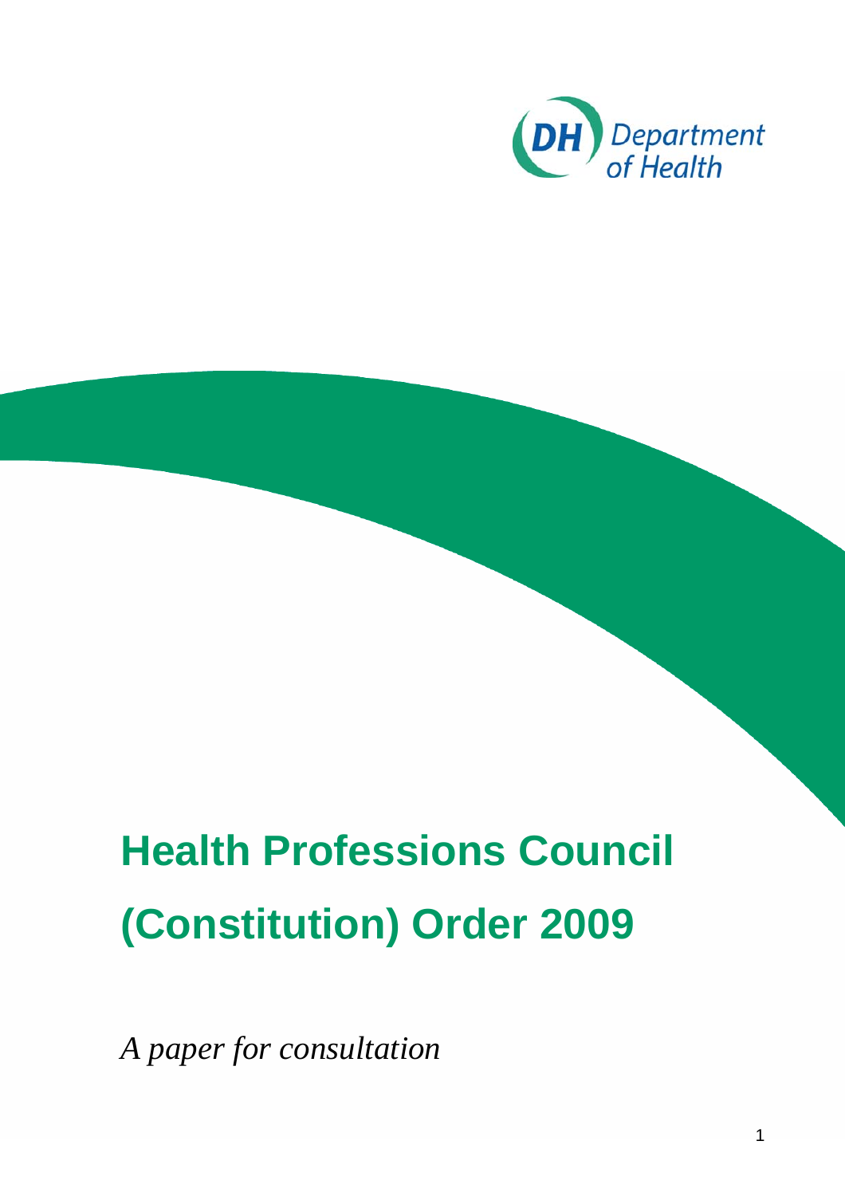# Health Professions Council (Constitution) Order 2009

*A paper for consultation*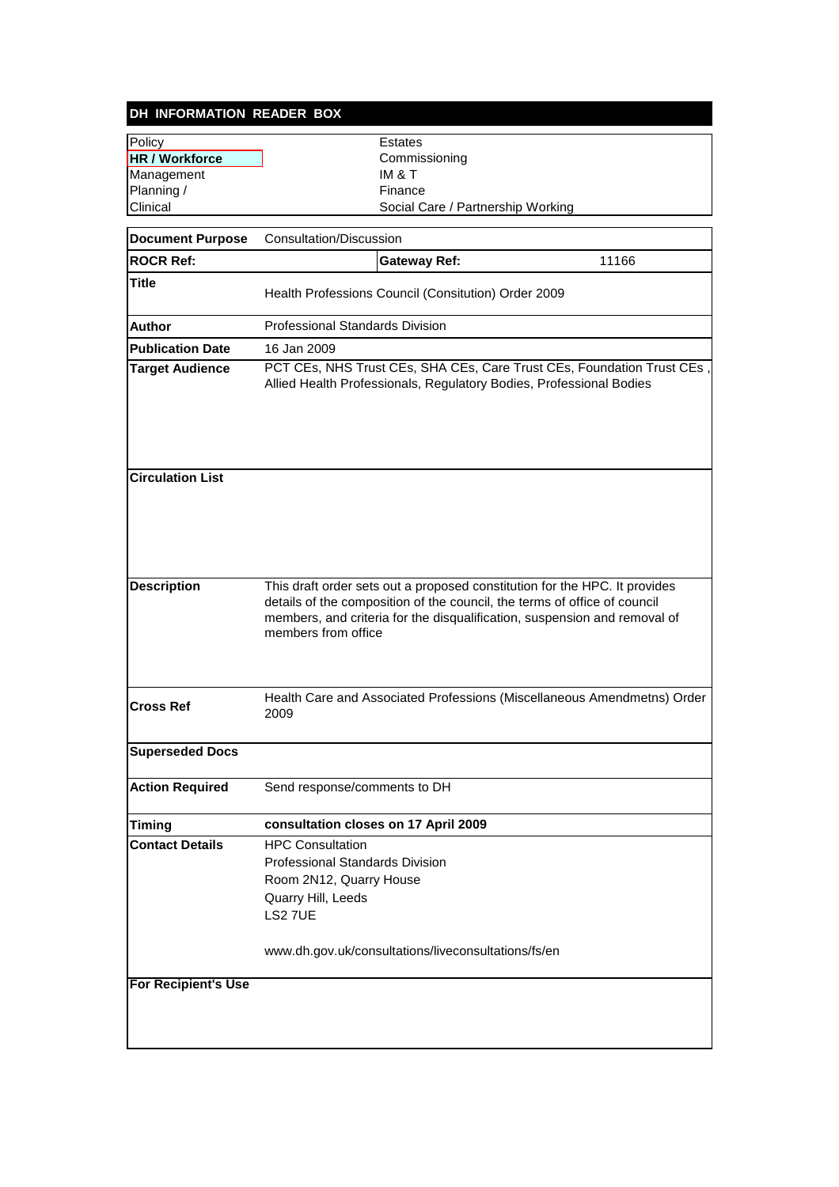## DH INFORMATION READER BOX

| | |
|---|---|
| Policy | Estates |
| **HR / Workforce** | Commissioning |
| Management | IM & T |
| Planning / | Finance |
| Clinical | Social Care / Partnership Working |

| | | | |
|---|---|---|---|
| **Document Purpose** | Consultation/Discussion | | |
| **ROCR Ref:** | | **Gateway Ref:** | 11166 |
| **Title** | Health Professions Council (Consitution) Order 2009 | | |
| **Author** | Professional Standards Division | | |
| **Publication Date** | 16 Jan 2009 | | |
| **Target Audience** | PCT CEs, NHS Trust CEs, SHA CEs, Care Trust CEs, Foundation Trust CEs , Allied Health Professionals, Regulatory Bodies, Professional Bodies | | |
| **Circulation List** | | | |
| **Description** | This draft order sets out a proposed constitution for the HPC. It provides details of the composition of the council, the terms of office of council members, and criteria for the disqualification, suspension and removal of members from office | | |
| **Cross Ref** | Health Care and Associated Professions (Miscellaneous Amendmetns) Order 2009 | | |
| **Superseded Docs** | | | |
| **Action Required** | Send response/comments to DH | | |
| **Timing** | **consultation closes on 17 April 2009** | | |
| **Contact Details** | HPC Consultation<br>Professional Standards Division<br>Room 2N12, Quarry House<br>Quarry Hill, Leeds<br>LS2 7UE<br><br>www.dh.gov.uk/consultations/liveconsultations/fs/en | | |
| **For Recipient's Use** | | | |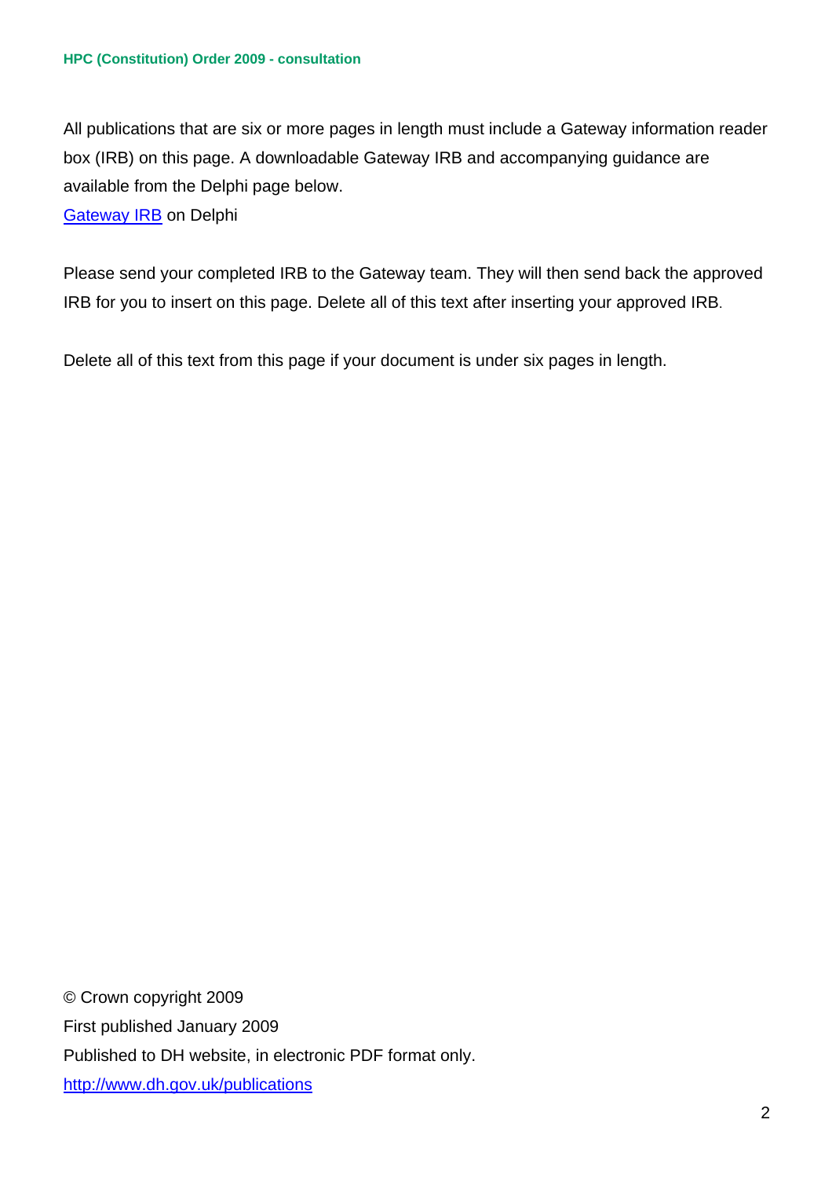All publications that are six or more pages in length must include a Gateway information reader box (IRB) on this page. A downloadable Gateway IRB and accompanying guidance are available from the Delphi page below.
Gateway IRB on Delphi

Please send your completed IRB to the Gateway team. They will then send back the approved IRB for you to insert on this page. Delete all of this text after inserting your approved IRB.

Delete all of this text from this page if your document is under six pages in length.

© Crown copyright 2009
First published January 2009
Published to DH website, in electronic PDF format only.
http://www.dh.gov.uk/publications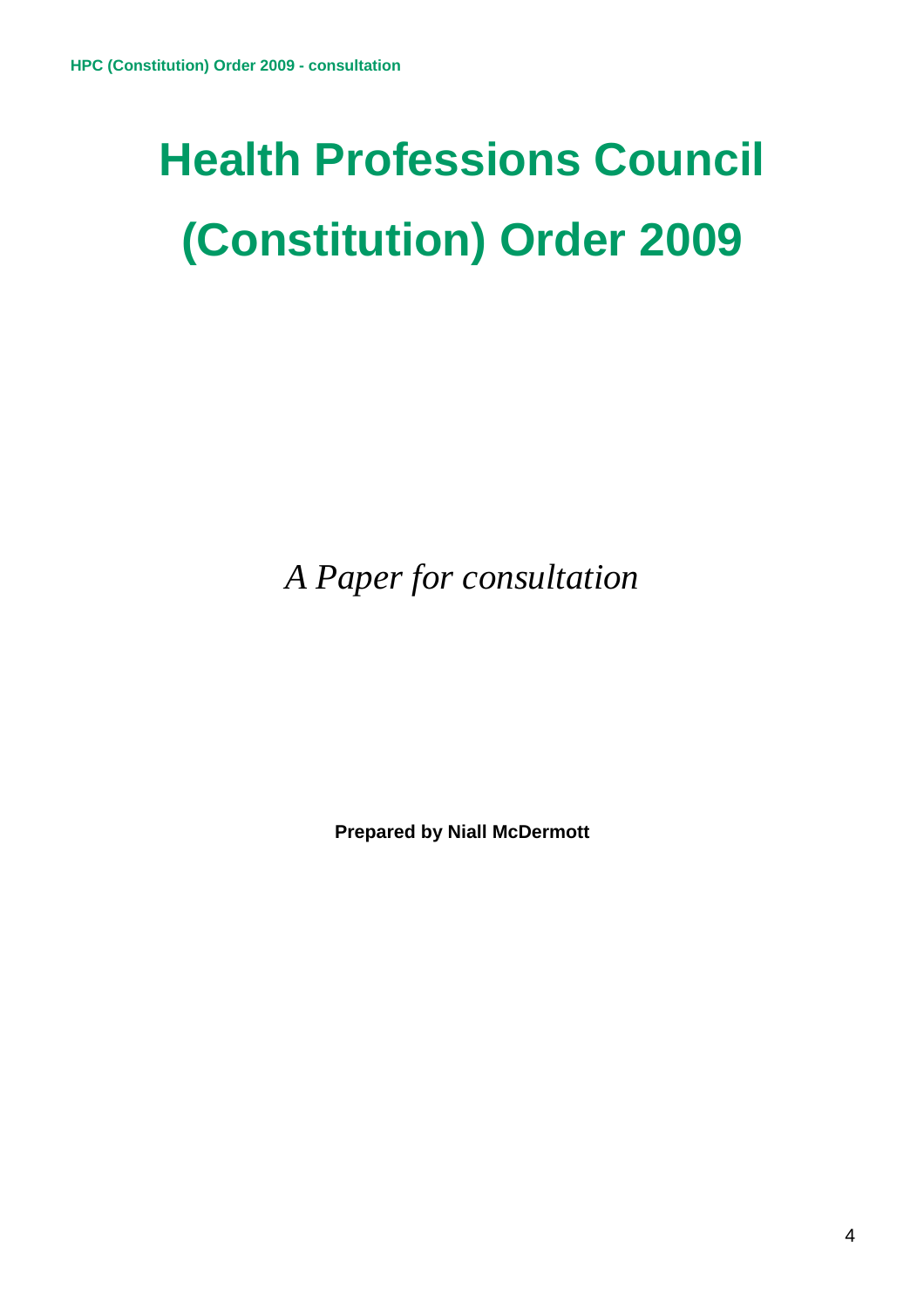# Health Professions Council (Constitution) Order 2009

*A Paper for consultation*

**Prepared by Niall McDermott**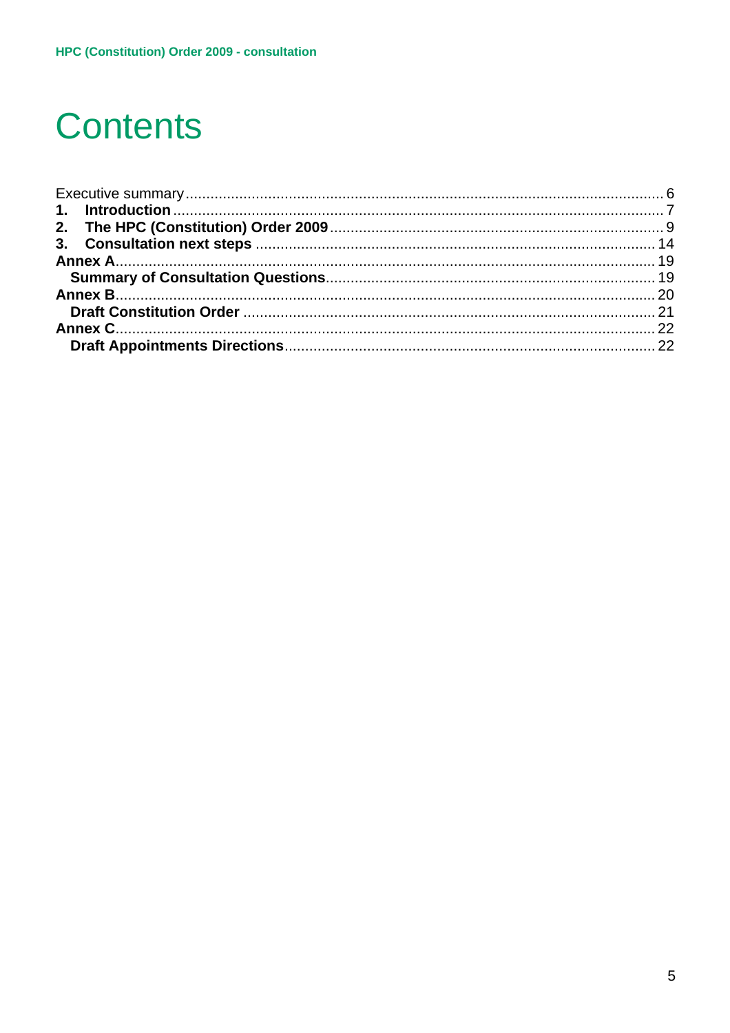# Contents

- Executive summary ... 6
- **1. Introduction** ... 7
- **2. The HPC (Constitution) Order 2009** ... 9
- **3. Consultation next steps** ... 14
- **Annex A** ... 19
  - **Summary of Consultation Questions** ... 19
- **Annex B** ... 20
  - **Draft Constitution Order** ... 21
- **Annex C** ... 22
  - **Draft Appointments Directions** ... 22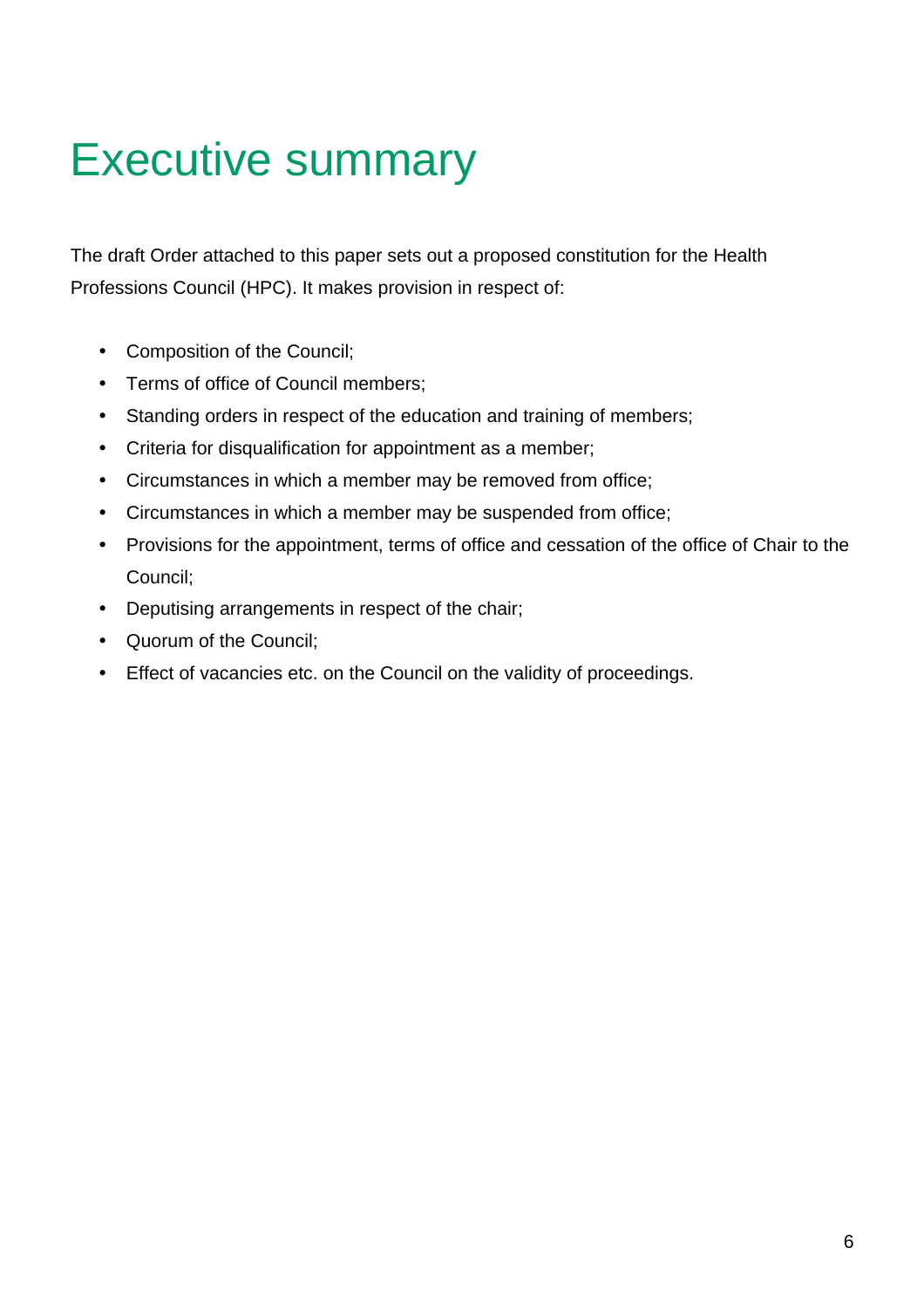# Executive summary

The draft Order attached to this paper sets out a proposed constitution for the Health Professions Council (HPC). It makes provision in respect of:

- Composition of the Council;
- Terms of office of Council members;
- Standing orders in respect of the education and training of members;
- Criteria for disqualification for appointment as a member;
- Circumstances in which a member may be removed from office;
- Circumstances in which a member may be suspended from office;
- Provisions for the appointment, terms of office and cessation of the office of Chair to the Council;
- Deputising arrangements in respect of the chair;
- Quorum of the Council;
- Effect of vacancies etc. on the Council on the validity of proceedings.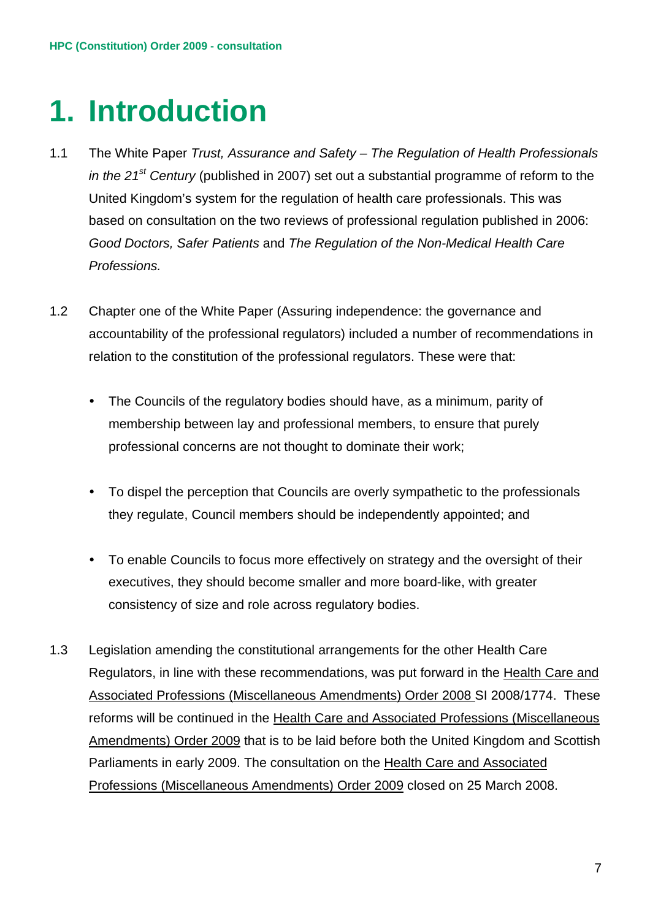# 1. Introduction

1.1 The White Paper *Trust, Assurance and Safety – The Regulation of Health Professionals in the 21st Century* (published in 2007) set out a substantial programme of reform to the United Kingdom's system for the regulation of health care professionals. This was based on consultation on the two reviews of professional regulation published in 2006: *Good Doctors, Safer Patients* and *The Regulation of the Non-Medical Health Care Professions.*

1.2 Chapter one of the White Paper (Assuring independence: the governance and accountability of the professional regulators) included a number of recommendations in relation to the constitution of the professional regulators. These were that:

- The Councils of the regulatory bodies should have, as a minimum, parity of membership between lay and professional members, to ensure that purely professional concerns are not thought to dominate their work;

- To dispel the perception that Councils are overly sympathetic to the professionals they regulate, Council members should be independently appointed; and

- To enable Councils to focus more effectively on strategy and the oversight of their executives, they should become smaller and more board-like, with greater consistency of size and role across regulatory bodies.

1.3 Legislation amending the constitutional arrangements for the other Health Care Regulators, in line with these recommendations, was put forward in the Health Care and Associated Professions (Miscellaneous Amendments) Order 2008 SI 2008/1774. These reforms will be continued in the Health Care and Associated Professions (Miscellaneous Amendments) Order 2009 that is to be laid before both the United Kingdom and Scottish Parliaments in early 2009. The consultation on the Health Care and Associated Professions (Miscellaneous Amendments) Order 2009 closed on 25 March 2008.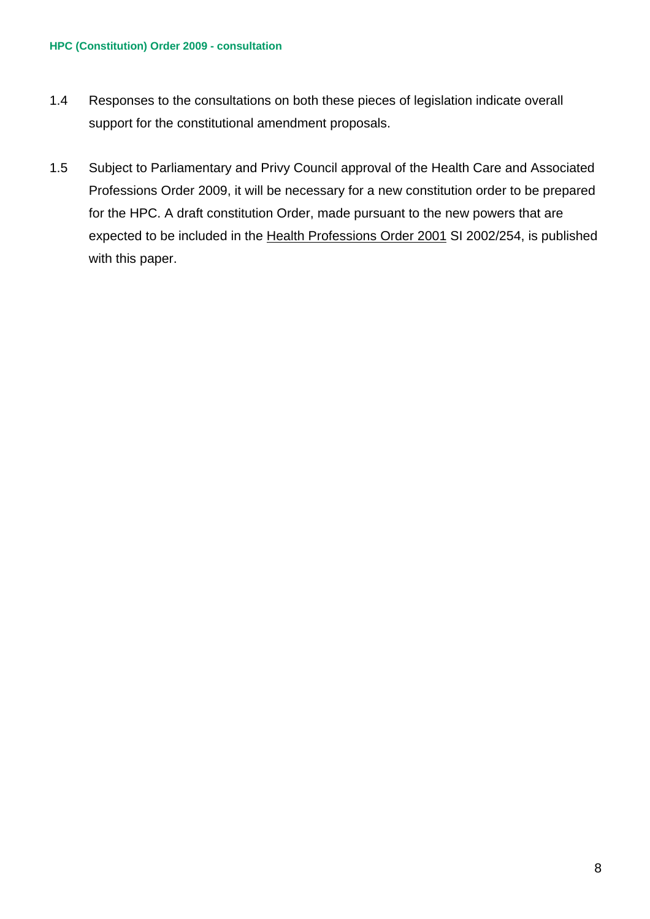1.4 Responses to the consultations on both these pieces of legislation indicate overall support for the constitutional amendment proposals.

1.5 Subject to Parliamentary and Privy Council approval of the Health Care and Associated Professions Order 2009, it will be necessary for a new constitution order to be prepared for the HPC. A draft constitution Order, made pursuant to the new powers that are expected to be included in the Health Professions Order 2001 SI 2002/254, is published with this paper.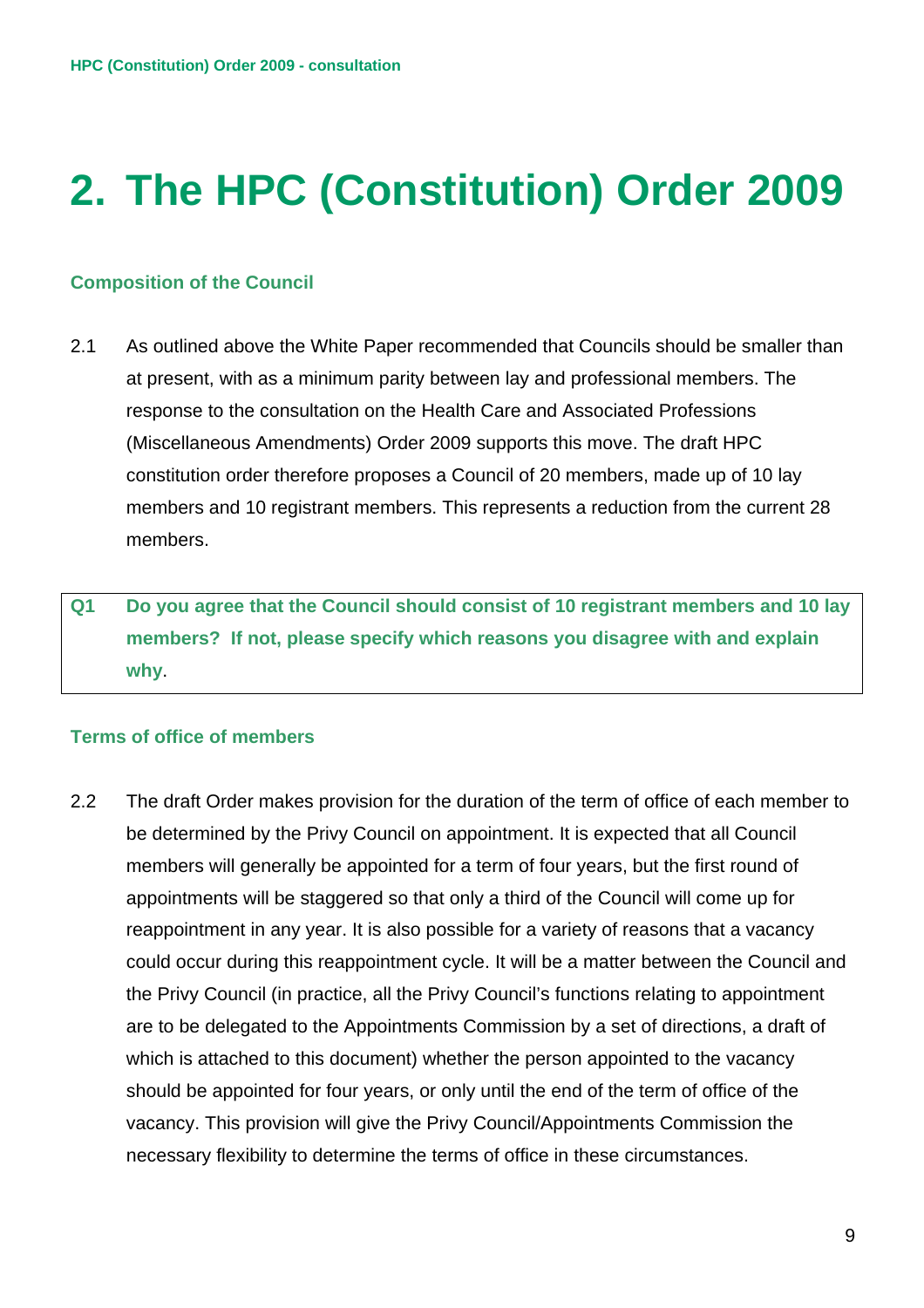# 2. The HPC (Constitution) Order 2009

## Composition of the Council

2.1 As outlined above the White Paper recommended that Councils should be smaller than at present, with as a minimum parity between lay and professional members. The response to the consultation on the Health Care and Associated Professions (Miscellaneous Amendments) Order 2009 supports this move. The draft HPC constitution order therefore proposes a Council of 20 members, made up of 10 lay members and 10 registrant members. This represents a reduction from the current 28 members.

**Q1 Do you agree that the Council should consist of 10 registrant members and 10 lay members? If not, please specify which reasons you disagree with and explain why**.

## Terms of office of members

2.2 The draft Order makes provision for the duration of the term of office of each member to be determined by the Privy Council on appointment. It is expected that all Council members will generally be appointed for a term of four years, but the first round of appointments will be staggered so that only a third of the Council will come up for reappointment in any year. It is also possible for a variety of reasons that a vacancy could occur during this reappointment cycle. It will be a matter between the Council and the Privy Council (in practice, all the Privy Council's functions relating to appointment are to be delegated to the Appointments Commission by a set of directions, a draft of which is attached to this document) whether the person appointed to the vacancy should be appointed for four years, or only until the end of the term of office of the vacancy. This provision will give the Privy Council/Appointments Commission the necessary flexibility to determine the terms of office in these circumstances.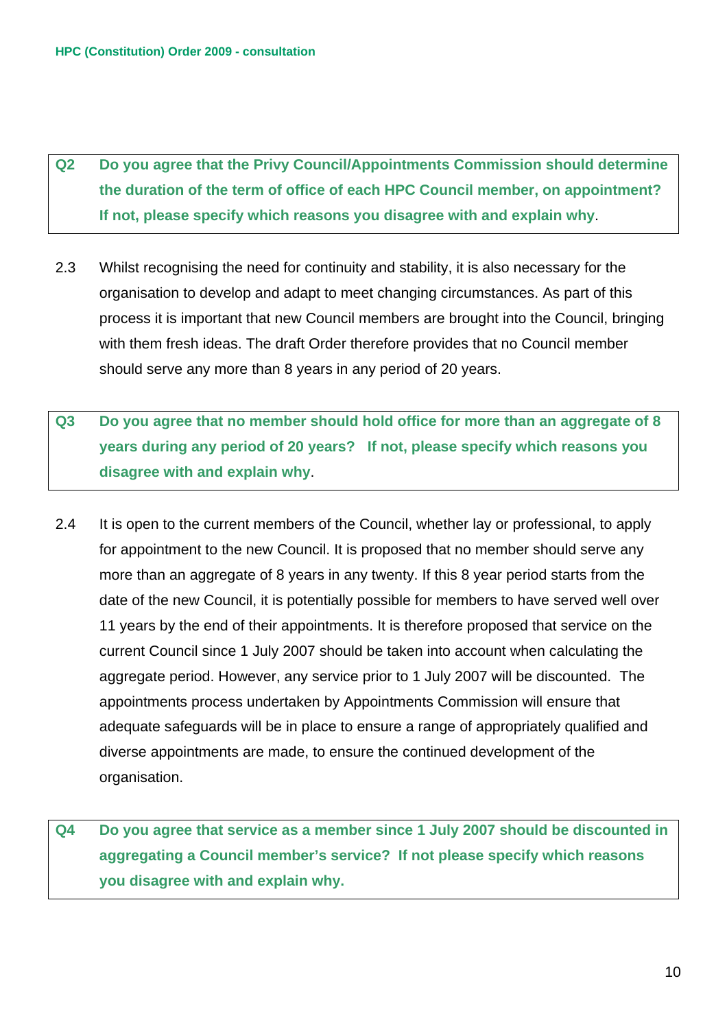**Q2 Do you agree that the Privy Council/Appointments Commission should determine the duration of the term of office of each HPC Council member, on appointment? If not, please specify which reasons you disagree with and explain why**.

2.3 Whilst recognising the need for continuity and stability, it is also necessary for the organisation to develop and adapt to meet changing circumstances. As part of this process it is important that new Council members are brought into the Council, bringing with them fresh ideas. The draft Order therefore provides that no Council member should serve any more than 8 years in any period of 20 years.

**Q3 Do you agree that no member should hold office for more than an aggregate of 8 years during any period of 20 years? If not, please specify which reasons you disagree with and explain why**.

2.4 It is open to the current members of the Council, whether lay or professional, to apply for appointment to the new Council. It is proposed that no member should serve any more than an aggregate of 8 years in any twenty. If this 8 year period starts from the date of the new Council, it is potentially possible for members to have served well over 11 years by the end of their appointments. It is therefore proposed that service on the current Council since 1 July 2007 should be taken into account when calculating the aggregate period. However, any service prior to 1 July 2007 will be discounted. The appointments process undertaken by Appointments Commission will ensure that adequate safeguards will be in place to ensure a range of appropriately qualified and diverse appointments are made, to ensure the continued development of the organisation.

**Q4 Do you agree that service as a member since 1 July 2007 should be discounted in aggregating a Council member's service? If not please specify which reasons you disagree with and explain why.**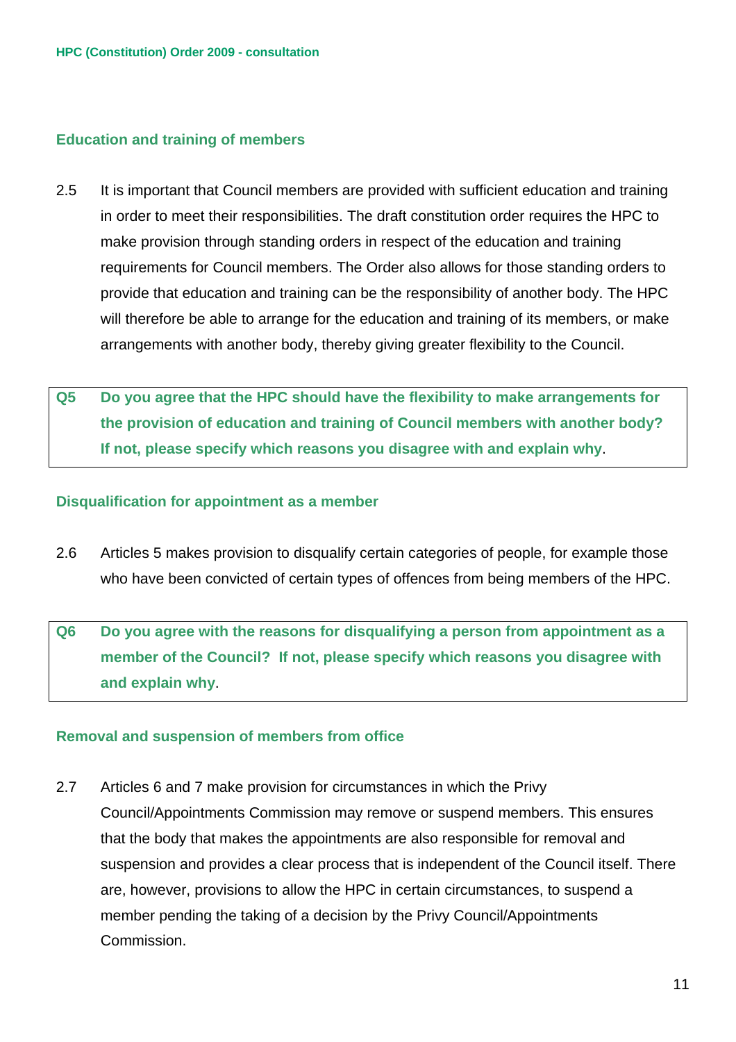### Education and training of members

2.5 It is important that Council members are provided with sufficient education and training in order to meet their responsibilities. The draft constitution order requires the HPC to make provision through standing orders in respect of the education and training requirements for Council members. The Order also allows for those standing orders to provide that education and training can be the responsibility of another body. The HPC will therefore be able to arrange for the education and training of its members, or make arrangements with another body, thereby giving greater flexibility to the Council.

> **Q5 Do you agree that the HPC should have the flexibility to make arrangements for the provision of education and training of Council members with another body? If not, please specify which reasons you disagree with and explain why**.

### Disqualification for appointment as a member

2.6 Articles 5 makes provision to disqualify certain categories of people, for example those who have been convicted of certain types of offences from being members of the HPC.

> **Q6 Do you agree with the reasons for disqualifying a person from appointment as a member of the Council? If not, please specify which reasons you disagree with and explain why**.

### Removal and suspension of members from office

2.7 Articles 6 and 7 make provision for circumstances in which the Privy Council/Appointments Commission may remove or suspend members. This ensures that the body that makes the appointments are also responsible for removal and suspension and provides a clear process that is independent of the Council itself. There are, however, provisions to allow the HPC in certain circumstances, to suspend a member pending the taking of a decision by the Privy Council/Appointments Commission.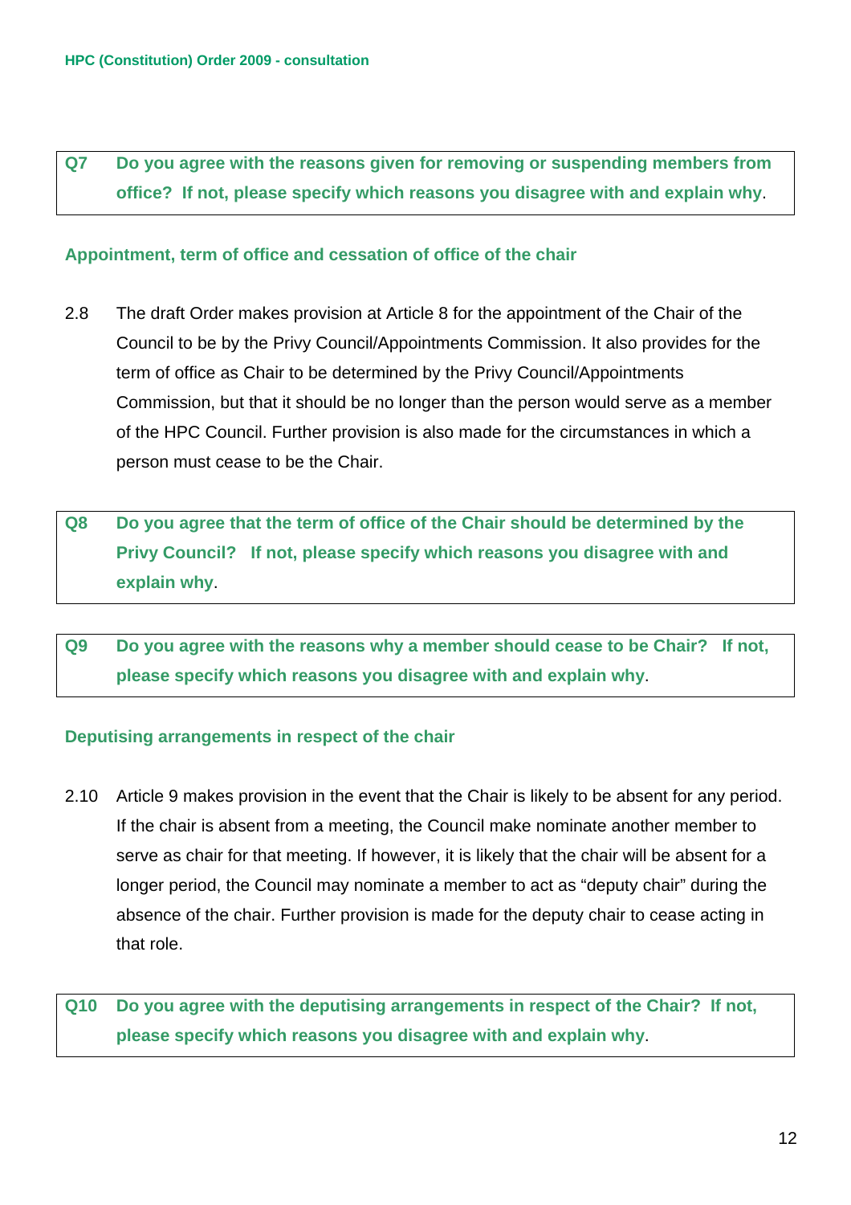**Q7 Do you agree with the reasons given for removing or suspending members from office? If not, please specify which reasons you disagree with and explain why**.

## Appointment, term of office and cessation of office of the chair

2.8 The draft Order makes provision at Article 8 for the appointment of the Chair of the Council to be by the Privy Council/Appointments Commission. It also provides for the term of office as Chair to be determined by the Privy Council/Appointments Commission, but that it should be no longer than the person would serve as a member of the HPC Council. Further provision is also made for the circumstances in which a person must cease to be the Chair.

**Q8 Do you agree that the term of office of the Chair should be determined by the Privy Council? If not, please specify which reasons you disagree with and explain why**.

**Q9 Do you agree with the reasons why a member should cease to be Chair? If not, please specify which reasons you disagree with and explain why**.

## Deputising arrangements in respect of the chair

2.10 Article 9 makes provision in the event that the Chair is likely to be absent for any period. If the chair is absent from a meeting, the Council make nominate another member to serve as chair for that meeting. If however, it is likely that the chair will be absent for a longer period, the Council may nominate a member to act as "deputy chair" during the absence of the chair. Further provision is made for the deputy chair to cease acting in that role.

**Q10 Do you agree with the deputising arrangements in respect of the Chair? If not, please specify which reasons you disagree with and explain why**.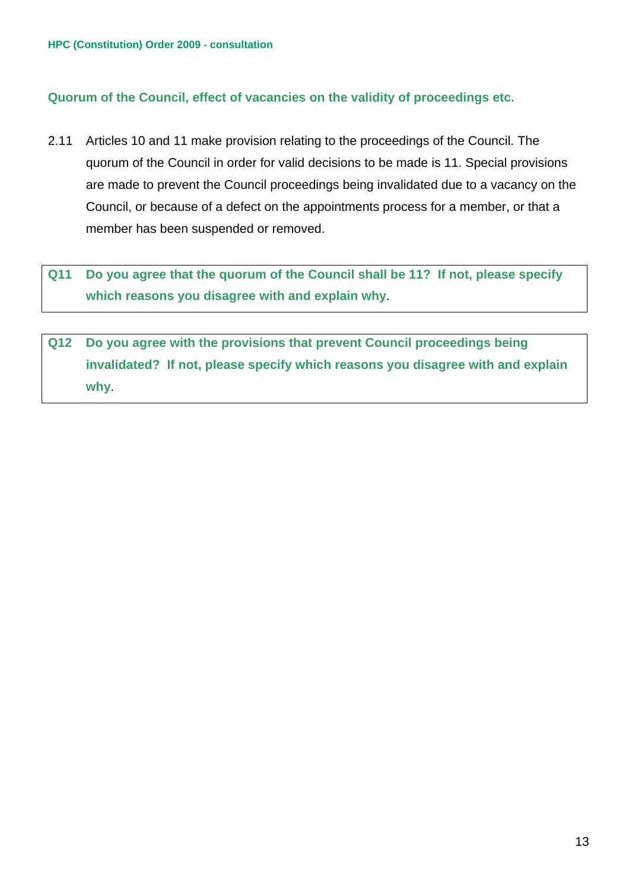### Quorum of the Council, effect of vacancies on the validity of proceedings etc.

2.11 Articles 10 and 11 make provision relating to the proceedings of the Council. The quorum of the Council in order for valid decisions to be made is 11. Special provisions are made to prevent the Council proceedings being invalidated due to a vacancy on the Council, or because of a defect on the appointments process for a member, or that a member has been suspended or removed.

**Q11 Do you agree that the quorum of the Council shall be 11? If not, please specify which reasons you disagree with and explain why**.

**Q12 Do you agree with the provisions that prevent Council proceedings being invalidated? If not, please specify which reasons you disagree with and explain why**.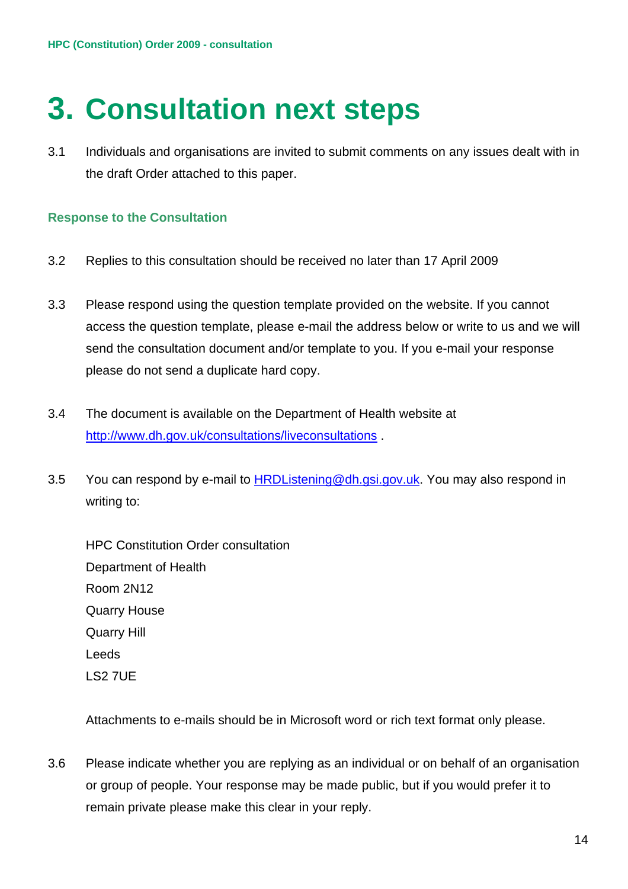# 3. Consultation next steps

3.1 Individuals and organisations are invited to submit comments on any issues dealt with in the draft Order attached to this paper.

### Response to the Consultation

3.2 Replies to this consultation should be received no later than 17 April 2009

3.3 Please respond using the question template provided on the website. If you cannot access the question template, please e-mail the address below or write to us and we will send the consultation document and/or template to you. If you e-mail your response please do not send a duplicate hard copy.

3.4 The document is available on the Department of Health website at http://www.dh.gov.uk/consultations/liveconsultations .

3.5 You can respond by e-mail to HRDListening@dh.gsi.gov.uk. You may also respond in writing to:

HPC Constitution Order consultation
Department of Health
Room 2N12
Quarry House
Quarry Hill
Leeds
LS2 7UE

Attachments to e-mails should be in Microsoft word or rich text format only please.

3.6 Please indicate whether you are replying as an individual or on behalf of an organisation or group of people. Your response may be made public, but if you would prefer it to remain private please make this clear in your reply.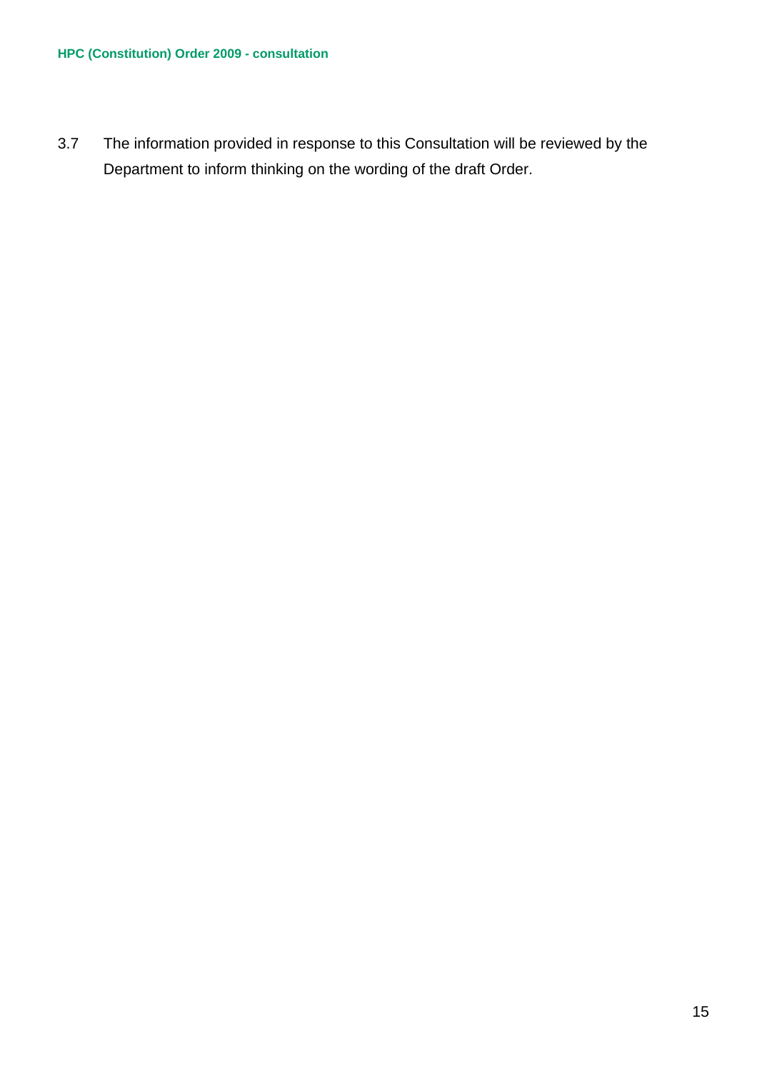3.7 The information provided in response to this Consultation will be reviewed by the Department to inform thinking on the wording of the draft Order.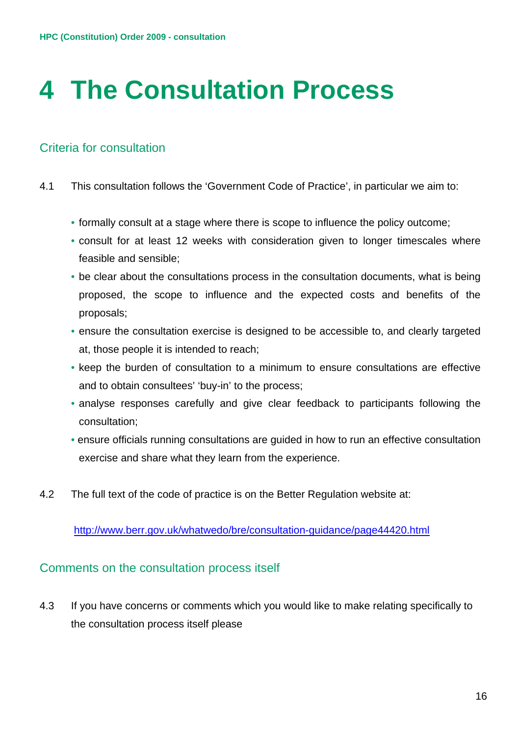# 4 The Consultation Process

## Criteria for consultation

4.1 This consultation follows the 'Government Code of Practice', in particular we aim to:

- formally consult at a stage where there is scope to influence the policy outcome;
- consult for at least 12 weeks with consideration given to longer timescales where feasible and sensible;
- be clear about the consultations process in the consultation documents, what is being proposed, the scope to influence and the expected costs and benefits of the proposals;
- ensure the consultation exercise is designed to be accessible to, and clearly targeted at, those people it is intended to reach;
- keep the burden of consultation to a minimum to ensure consultations are effective and to obtain consultees' 'buy-in' to the process;
- analyse responses carefully and give clear feedback to participants following the consultation;
- ensure officials running consultations are guided in how to run an effective consultation exercise and share what they learn from the experience.

4.2 The full text of the code of practice is on the Better Regulation website at:

http://www.berr.gov.uk/whatwedo/bre/consultation-guidance/page44420.html

## Comments on the consultation process itself

4.3 If you have concerns or comments which you would like to make relating specifically to the consultation process itself please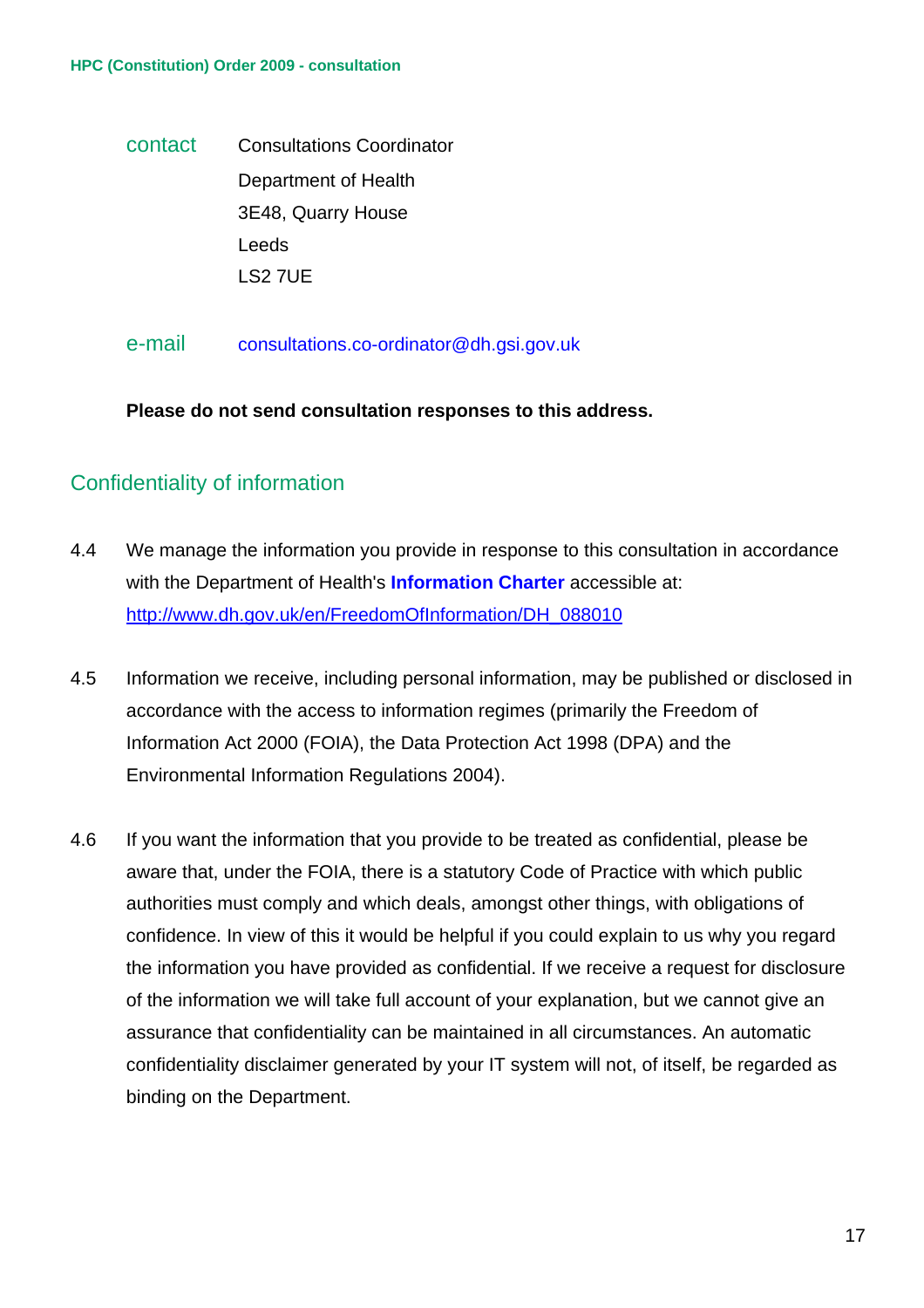contact Consultations Coordinator
Department of Health
3E48, Quarry House
Leeds
LS2 7UE

e-mail consultations.co-ordinator@dh.gsi.gov.uk

**Please do not send consultation responses to this address.**

## Confidentiality of information

4.4 We manage the information you provide in response to this consultation in accordance with the Department of Health's **Information Charter** accessible at: http://www.dh.gov.uk/en/FreedomOfInformation/DH_088010

4.5 Information we receive, including personal information, may be published or disclosed in accordance with the access to information regimes (primarily the Freedom of Information Act 2000 (FOIA), the Data Protection Act 1998 (DPA) and the Environmental Information Regulations 2004).

4.6 If you want the information that you provide to be treated as confidential, please be aware that, under the FOIA, there is a statutory Code of Practice with which public authorities must comply and which deals, amongst other things, with obligations of confidence. In view of this it would be helpful if you could explain to us why you regard the information you have provided as confidential. If we receive a request for disclosure of the information we will take full account of your explanation, but we cannot give an assurance that confidentiality can be maintained in all circumstances. An automatic confidentiality disclaimer generated by your IT system will not, of itself, be regarded as binding on the Department.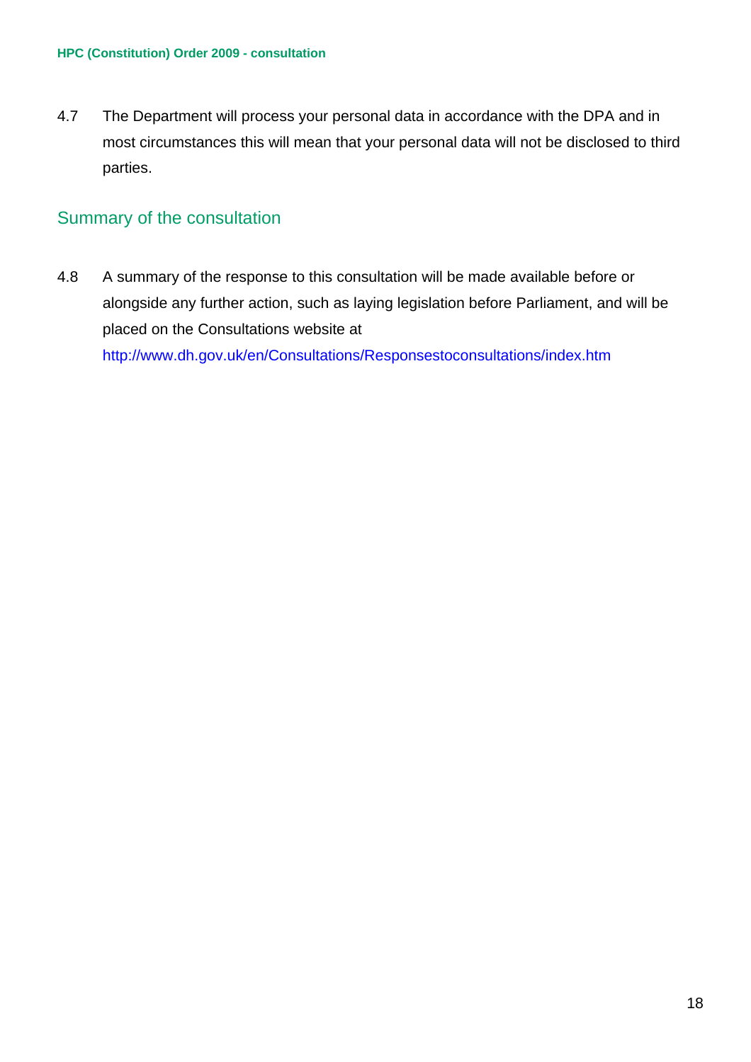4.7 The Department will process your personal data in accordance with the DPA and in most circumstances this will mean that your personal data will not be disclosed to third parties.

## Summary of the consultation

4.8 A summary of the response to this consultation will be made available before or alongside any further action, such as laying legislation before Parliament, and will be placed on the Consultations website at http://www.dh.gov.uk/en/Consultations/Responsestoconsultations/index.htm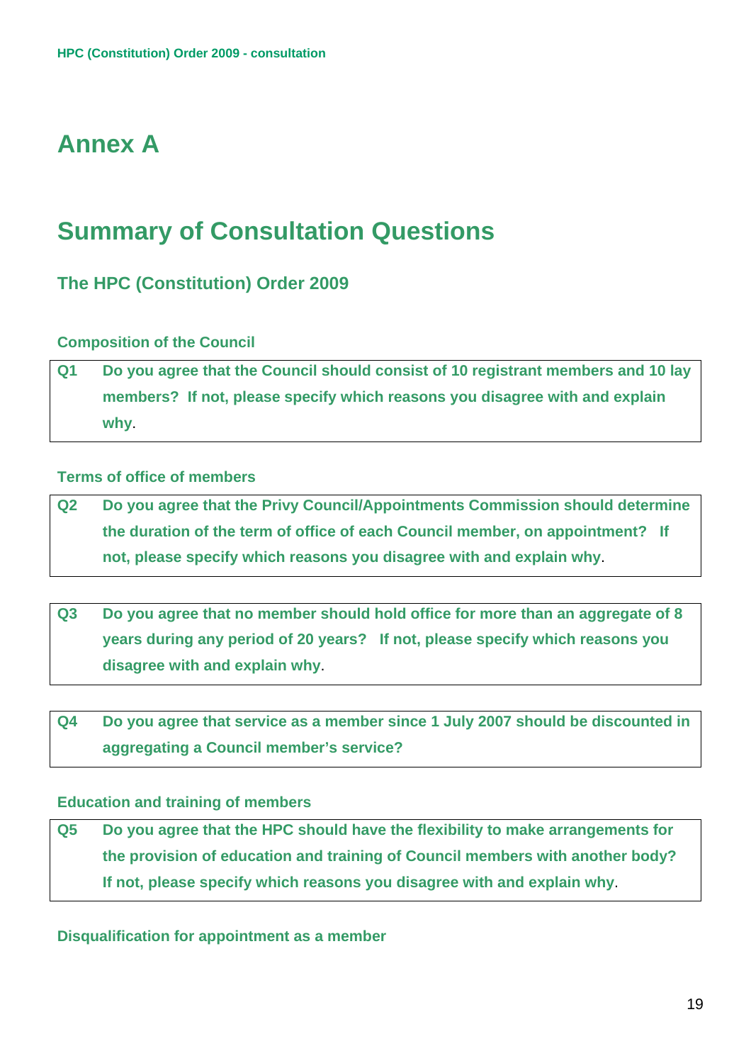# Annex A

## Summary of Consultation Questions

### The HPC (Constitution) Order 2009

#### Composition of the Council

**Q1 Do you agree that the Council should consist of 10 registrant members and 10 lay members? If not, please specify which reasons you disagree with and explain why**.

#### Terms of office of members

**Q2 Do you agree that the Privy Council/Appointments Commission should determine the duration of the term of office of each Council member, on appointment? If not, please specify which reasons you disagree with and explain why**.

**Q3 Do you agree that no member should hold office for more than an aggregate of 8 years during any period of 20 years? If not, please specify which reasons you disagree with and explain why**.

**Q4 Do you agree that service as a member since 1 July 2007 should be discounted in aggregating a Council member's service?**

#### Education and training of members

**Q5 Do you agree that the HPC should have the flexibility to make arrangements for the provision of education and training of Council members with another body? If not, please specify which reasons you disagree with and explain why**.

#### Disqualification for appointment as a member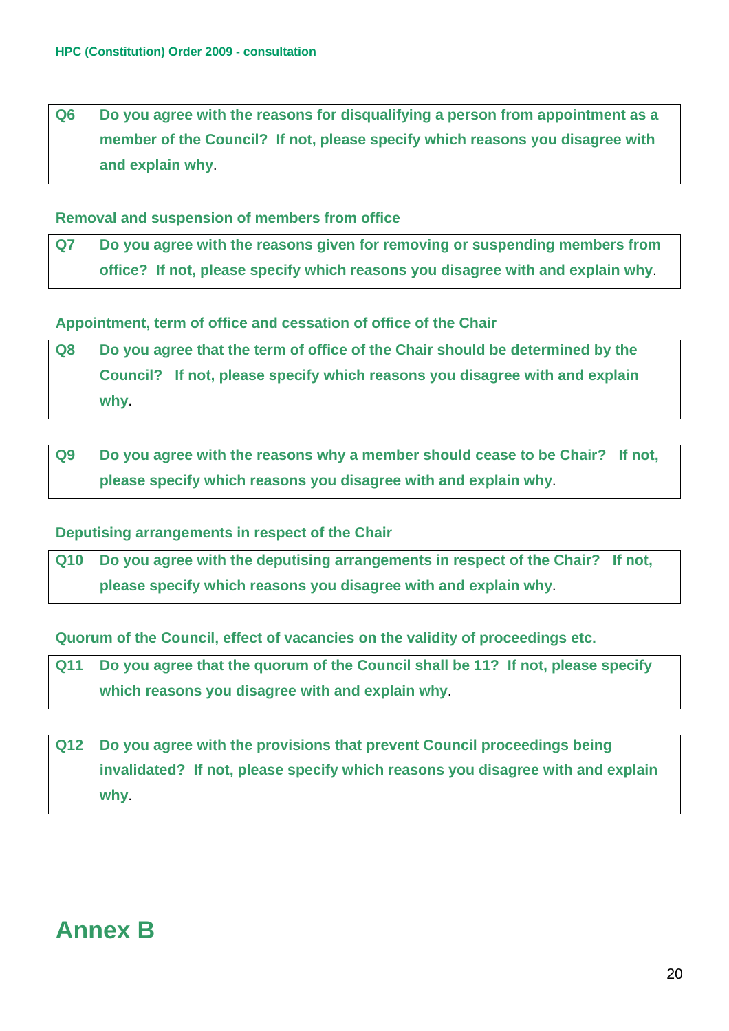**Q6 Do you agree with the reasons for disqualifying a person from appointment as a member of the Council? If not, please specify which reasons you disagree with and explain why.**

**Removal and suspension of members from office**

**Q7 Do you agree with the reasons given for removing or suspending members from office? If not, please specify which reasons you disagree with and explain why.**

**Appointment, term of office and cessation of office of the Chair**

**Q8 Do you agree that the term of office of the Chair should be determined by the Council? If not, please specify which reasons you disagree with and explain why.**

**Q9 Do you agree with the reasons why a member should cease to be Chair? If not, please specify which reasons you disagree with and explain why.**

**Deputising arrangements in respect of the Chair**

**Q10 Do you agree with the deputising arrangements in respect of the Chair? If not, please specify which reasons you disagree with and explain why.**

**Quorum of the Council, effect of vacancies on the validity of proceedings etc.**

**Q11 Do you agree that the quorum of the Council shall be 11? If not, please specify which reasons you disagree with and explain why.**

**Q12 Do you agree with the provisions that prevent Council proceedings being invalidated? If not, please specify which reasons you disagree with and explain why.**

# Annex B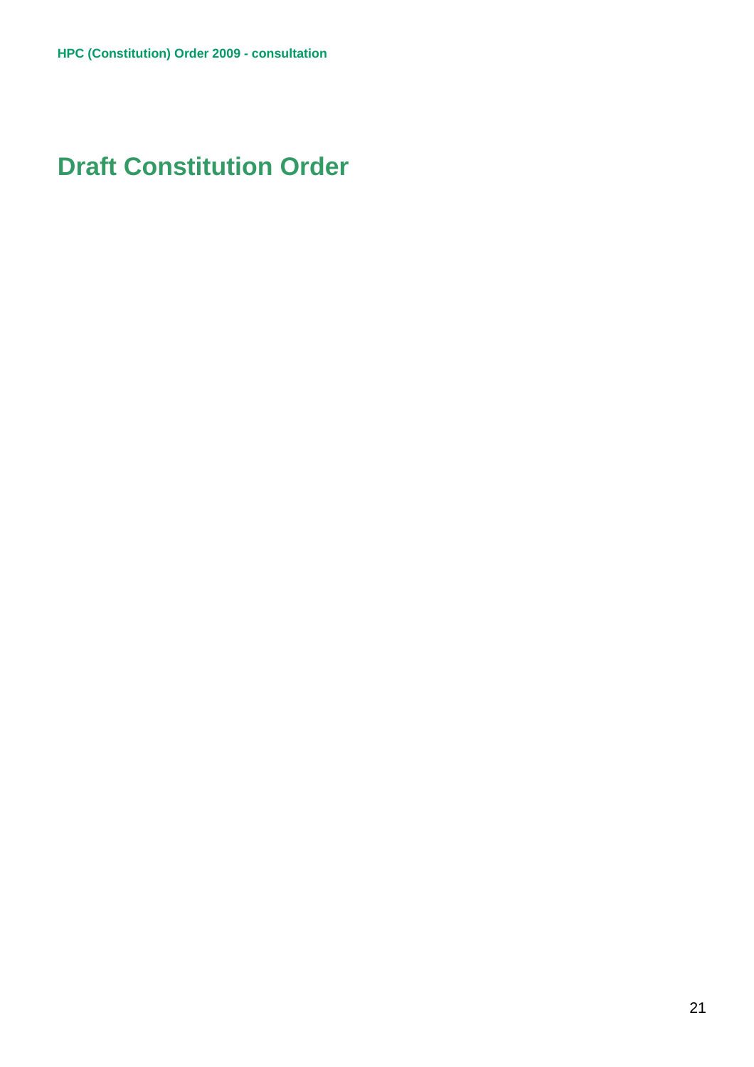# Draft Constitution Order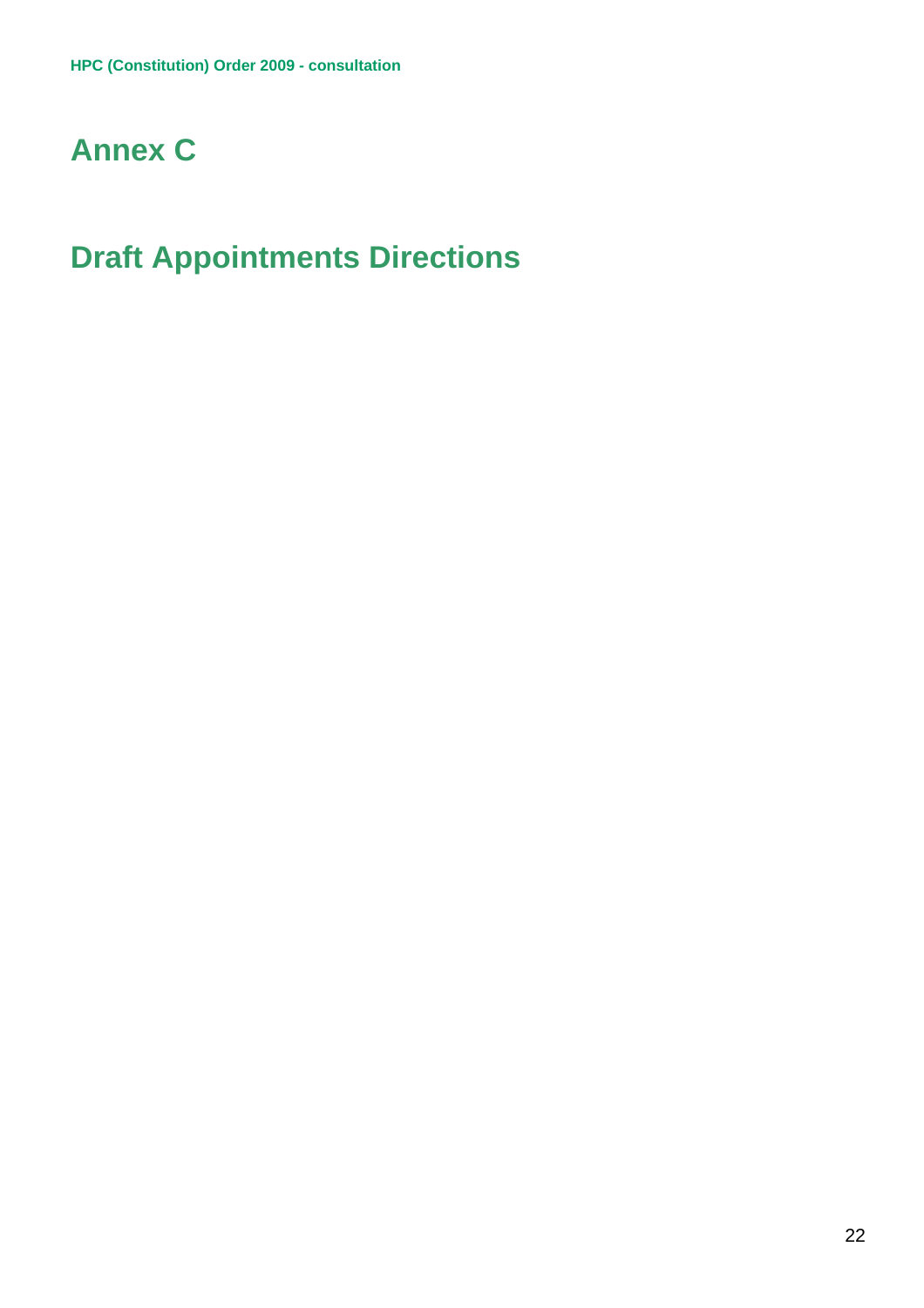# Annex C

# Draft Appointments Directions